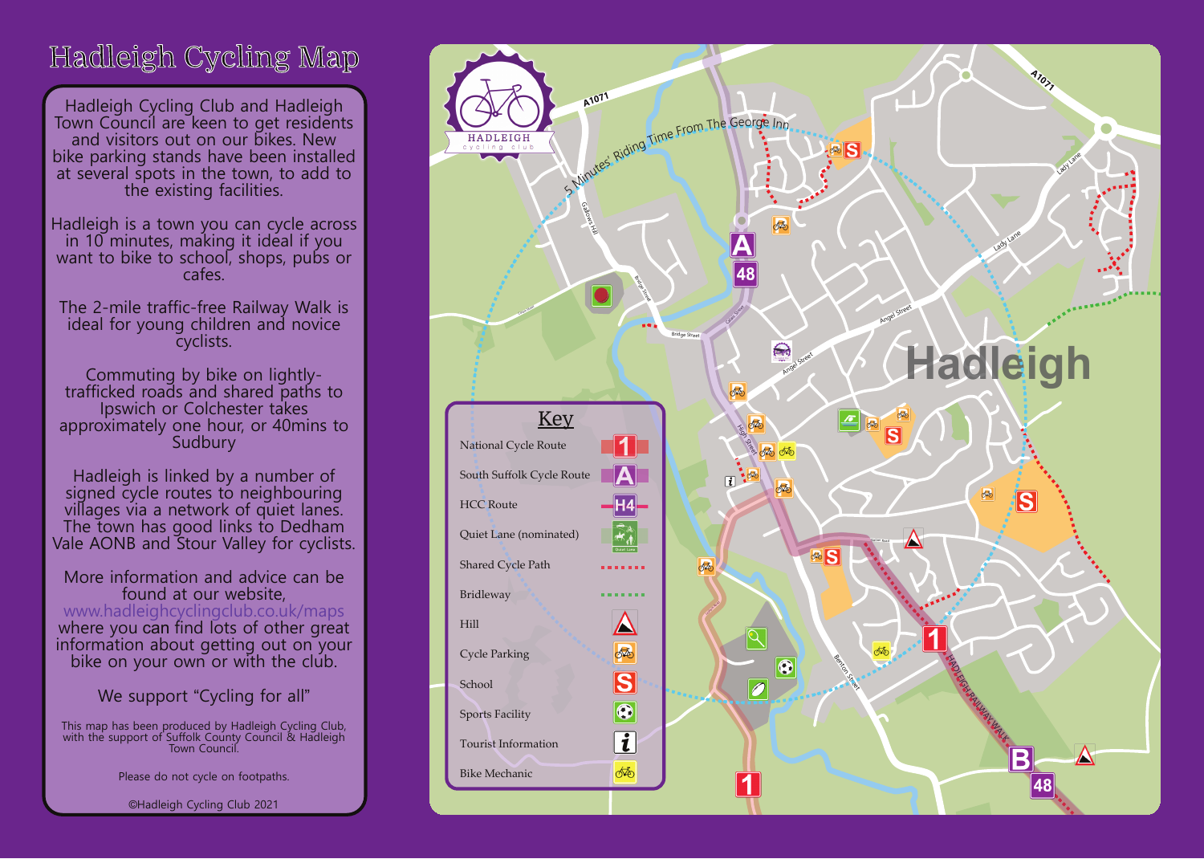# Hadleigh Cycling Map

Hadleigh Cycling Club and Hadleigh Town Council are keen to get residents and visitors out on our bikes. New bike parking stands have been installed at several spots in the town, to add to the existing facilities.

Hadleigh is a town you can cycle across in 10 minutes, making it ideal if you want to bike to school, shops, pubs or cafes.

The 2-mile traffic-free Railway Walk is ideal for young children and novice cyclists.

Commuting by bike on lightly-trafficked roads and shared paths to Ipswich or Colchester takes approximately one hour, or 40mins to Sudbury

Hadleigh is linked by a number of signed cycle routes to neighbouring villages via a network of quiet lanes. The town has good links to Dedham Vale AONB and Stour Valley for cyclists.

More information and advice can be found at our website, www.hadleighcyclingclub.co.uk/maps where you can find lots of other great information about getting out on your bike on your own or with the club.

We support "Cycling for all"

This map has been produced by Hadleigh Cycling Club, with the support of Suffolk County Council & Hadleigh Town Council.

Please do not cycle on footpaths.

©Hadleigh Cycling Club 2021

## Key

- National Cycle Route
- South Suffolk Cycle Route
- HCC Route
- Quiet Lane (nominated)
- Shared Cycle Path
- Bridleway
- Hill
- Cycle Parking
- School
- Sports Facility
- Tourist Information
- Bike Mechanic

HADLEIGH cycling club

5 Minutes' Riding Time From The George Inn

Hadleigh

A1071 · Gallows Hill · Bridge Street · Duke Street · Angel Street · Lady Lane · High Street · Benton Street · Hadleigh Railway Walk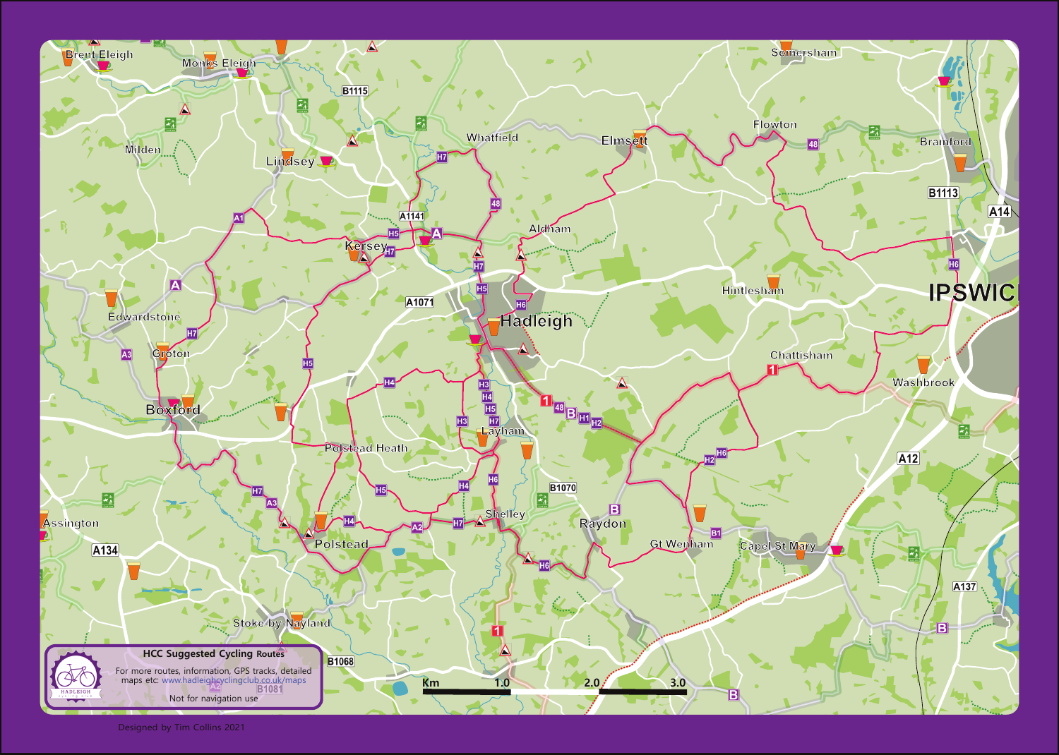HCC Suggested Cycling Routes

For more routes, information, GPS tracks, detailed maps etc: www.hadleighcyclingclub.co.uk/maps

Not for navigation use

Km 1.0 2.0 3.0

Designed by Tim Collins 2021